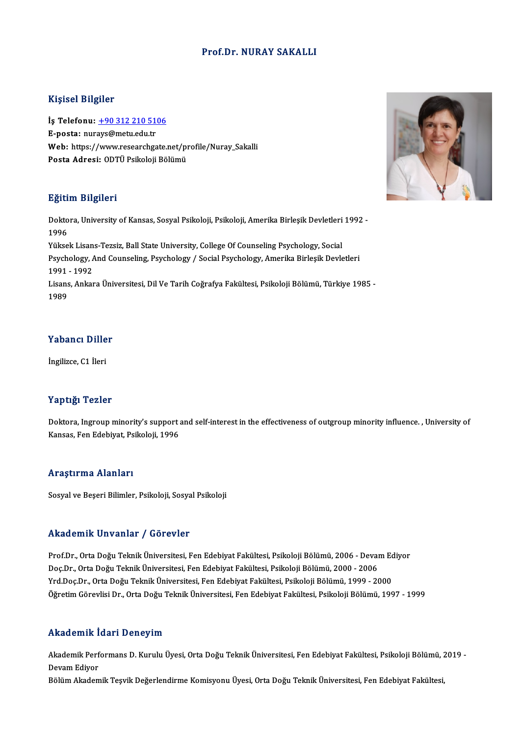# Prof.Dr. NURAY SAKALLI

## Kişisel Bilgiler

**İş Telefonu:** +90 312 210 5106
**E-posta:** nurays@metu.edu.tr
**Web:** https://www.researchgate.net/profile/Nuray_Sakalli
**Posta Adresi:** ODTÜ Psikoloji Bölümü

## Eğitim Bilgileri

Doktora, University of Kansas, Sosyal Psikoloji, Psikoloji, Amerika Birleşik Devletleri 1992 - 1996
Yüksek Lisans-Tezsiz, Ball State University, College Of Counseling Psychology, Social Psychology, And Counseling, Psychology / Social Psychology, Amerika Birleşik Devletleri 1991 - 1992
Lisans, Ankara Üniversitesi, Dil Ve Tarih Coğrafya Fakültesi, Psikoloji Bölümü, Türkiye 1985 - 1989

## Yabancı Diller

İngilizce, C1 İleri

## Yaptığı Tezler

Doktora, Ingroup minority's support and self-interest in the effectiveness of outgroup minority influence. , University of Kansas, Fen Edebiyat, Psikoloji, 1996

## Araştırma Alanları

Sosyal ve Beşeri Bilimler, Psikoloji, Sosyal Psikoloji

## Akademik Unvanlar / Görevler

Prof.Dr., Orta Doğu Teknik Üniversitesi, Fen Edebiyat Fakültesi, Psikoloji Bölümü, 2006 - Devam Ediyor
Doç.Dr., Orta Doğu Teknik Üniversitesi, Fen Edebiyat Fakültesi, Psikoloji Bölümü, 2000 - 2006
Yrd.Doç.Dr., Orta Doğu Teknik Üniversitesi, Fen Edebiyat Fakültesi, Psikoloji Bölümü, 1999 - 2000
Öğretim Görevlisi Dr., Orta Doğu Teknik Üniversitesi, Fen Edebiyat Fakültesi, Psikoloji Bölümü, 1997 - 1999

## Akademik İdari Deneyim

Akademik Performans D. Kurulu Üyesi, Orta Doğu Teknik Üniversitesi, Fen Edebiyat Fakültesi, Psikoloji Bölümü, 2019 - Devam Ediyor
Bölüm Akademik Teşvik Değerlendirme Komisyonu Üyesi, Orta Doğu Teknik Üniversitesi, Fen Edebiyat Fakültesi,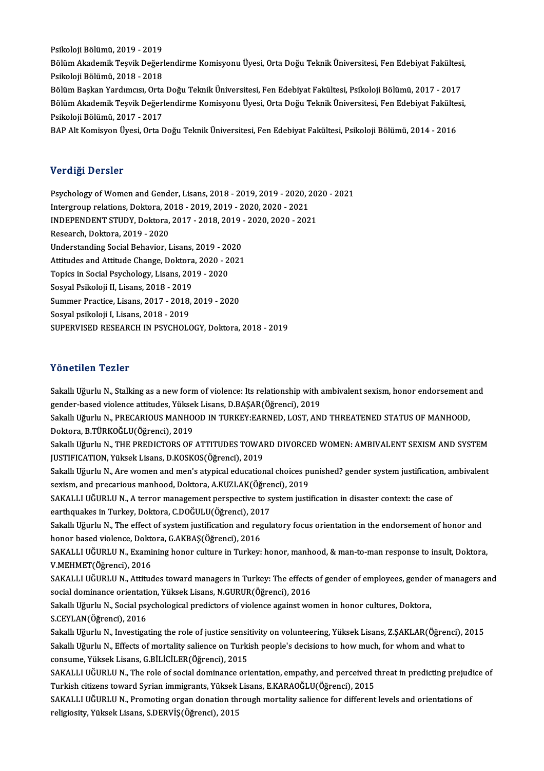Psikoloji Bölümü, 2019 - 2019

Bölüm Akademik Teşvik Değerlendirme Komisyonu Üyesi, Orta Doğu Teknik Üniversitesi, Fen Edebiyat Fakültesi, Psikoloji Bölümü, 2018 - 2018

Bölüm Başkan Yardımcısı, Orta Doğu Teknik Üniversitesi, Fen Edebiyat Fakültesi, Psikoloji Bölümü, 2017 - 2017

Bölüm Akademik Teşvik Değerlendirme Komisyonu Üyesi, Orta Doğu Teknik Üniversitesi, Fen Edebiyat Fakültesi, Psikoloji Bölümü, 2017 - 2017

BAP Alt Komisyon Üyesi, Orta Doğu Teknik Üniversitesi, Fen Edebiyat Fakültesi, Psikoloji Bölümü, 2014 - 2016

## Verdiği Dersler

Psychology of Women and Gender, Lisans, 2018 - 2019, 2019 - 2020, 2020 - 2021
Intergroup relations, Doktora, 2018 - 2019, 2019 - 2020, 2020 - 2021
INDEPENDENT STUDY, Doktora, 2017 - 2018, 2019 - 2020, 2020 - 2021
Research, Doktora, 2019 - 2020
Understanding Social Behavior, Lisans, 2019 - 2020
Attitudes and Attitude Change, Doktora, 2020 - 2021
Topics in Social Psychology, Lisans, 2019 - 2020
Sosyal Psikoloji II, Lisans, 2018 - 2019
Summer Practice, Lisans, 2017 - 2018, 2019 - 2020
Sosyal psikoloji I, Lisans, 2018 - 2019
SUPERVISED RESEARCH IN PSYCHOLOGY, Doktora, 2018 - 2019

## Yönetilen Tezler

Sakallı Uğurlu N., Stalking as a new form of violence: Its relationship with ambivalent sexism, honor endorsement and gender-based violence attitudes, Yüksek Lisans, D.BAŞAR(Öğrenci), 2019

Sakallı Uğurlu N., PRECARIOUS MANHOOD IN TURKEY:EARNED, LOST, AND THREATENED STATUS OF MANHOOD, Doktora, B.TÜRKOĞLU(Öğrenci), 2019

Sakallı Uğurlu N., THE PREDICTORS OF ATTITUDES TOWARD DIVORCED WOMEN: AMBIVALENT SEXISM AND SYSTEM JUSTIFICATION, Yüksek Lisans, D.KOSKOS(Öğrenci), 2019

Sakallı Uğurlu N., Are women and men's atypical educational choices punished? gender system justification, ambivalent sexism, and precarious manhood, Doktora, A.KUZLAK(Öğrenci), 2019

SAKALLI UĞURLU N., A terror management perspective to system justification in disaster context: the case of earthquakes in Turkey, Doktora, C.DOĞULU(Öğrenci), 2017

Sakallı Uğurlu N., The effect of system justification and regulatory focus orientation in the endorsement of honor and honor based violence, Doktora, G.AKBAŞ(Öğrenci), 2016

SAKALLI UĞURLU N., Examining honor culture in Turkey: honor, manhood, & man-to-man response to insult, Doktora, V.MEHMET(Öğrenci), 2016

SAKALLI UĞURLU N., Attitudes toward managers in Turkey: The effects of gender of employees, gender of managers and social dominance orientation, Yüksek Lisans, N.GURUR(Öğrenci), 2016

Sakallı Uğurlu N., Social psychological predictors of violence against women in honor cultures, Doktora, S.CEYLAN(Öğrenci), 2016

Sakallı Uğurlu N., Investigating the role of justice sensitivity on volunteering, Yüksek Lisans, Z.ŞAKLAR(Öğrenci), 2015

Sakallı Uğurlu N., Effects of mortality salience on Turkish people's decisions to how much, for whom and what to consume, Yüksek Lisans, G.BİLİCİLER(Öğrenci), 2015

SAKALLI UĞURLU N., The role of social dominance orientation, empathy, and perceived threat in predicting prejudice of Turkish citizens toward Syrian immigrants, Yüksek Lisans, E.KARAOĞLU(Öğrenci), 2015

SAKALLI UĞURLU N., Promoting organ donation through mortality salience for different levels and orientations of religiosity, Yüksek Lisans, S.DERVİŞ(Öğrenci), 2015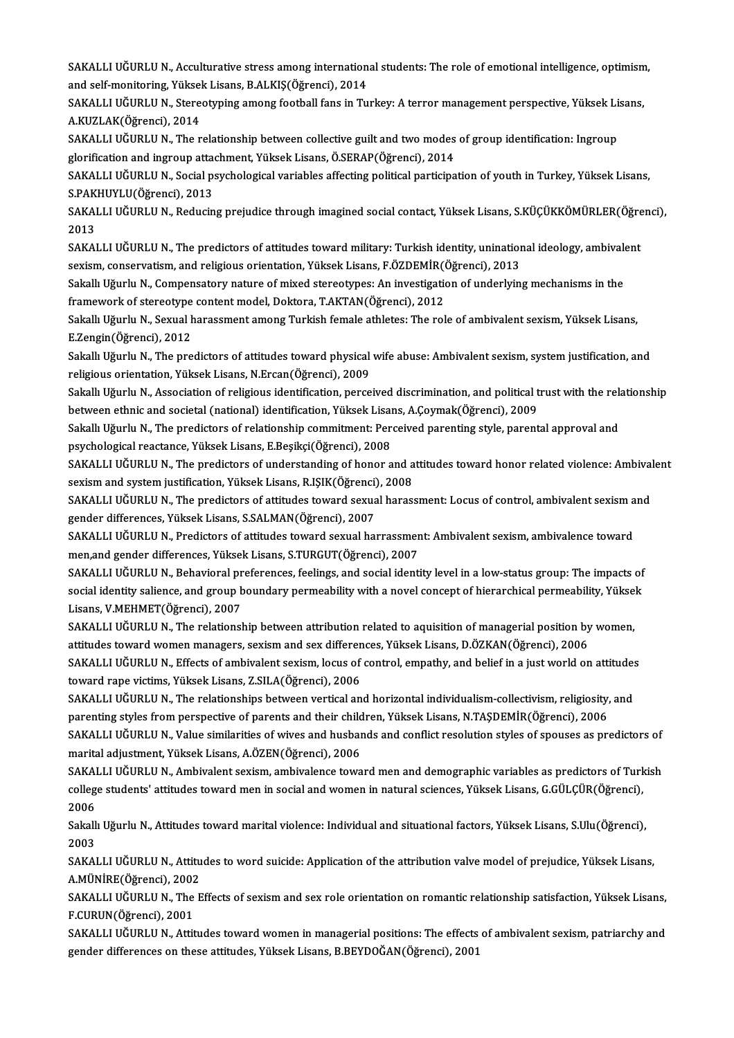SAKALLI UĞURLU N., Acculturative stress among international students: The role of emotional intelligence, optimism, and self-monitoring, Yüksek Lisans, B.ALKIŞ(Öğrenci), 2014

SAKALLI UĞURLU N., Stereotyping among football fans in Turkey: A terror management perspective, Yüksek Lisans, A.KUZLAK(Öğrenci), 2014

SAKALLI UĞURLU N., The relationship between collective guilt and two modes of group identification: Ingroup glorification and ingroup attachment, Yüksek Lisans, Ö.SERAP(Öğrenci), 2014

SAKALLI UĞURLU N., Social psychological variables affecting political participation of youth in Turkey, Yüksek Lisans, S.PAKHUYLU(Öğrenci), 2013

SAKALLI UĞURLU N., Reducing prejudice through imagined social contact, Yüksek Lisans, S.KÜÇÜKKÖMÜRLER(Öğrenci), 2013

SAKALLI UĞURLU N., The predictors of attitudes toward military: Turkish identity, uninational ideology, ambivalent sexism, conservatism, and religious orientation, Yüksek Lisans, F.ÖZDEMİR(Öğrenci), 2013

Sakallı Uğurlu N., Compensatory nature of mixed stereotypes: An investigation of underlying mechanisms in the framework of stereotype content model, Doktora, T.AKTAN(Öğrenci), 2012

Sakallı Uğurlu N., Sexual harassment among Turkish female athletes: The role of ambivalent sexism, Yüksek Lisans, E.Zengin(Öğrenci), 2012

Sakallı Uğurlu N., The predictors of attitudes toward physical wife abuse: Ambivalent sexism, system justification, and religious orientation, Yüksek Lisans, N.Ercan(Öğrenci), 2009

Sakallı Uğurlu N., Association of religious identification, perceived discrimination, and political trust with the relationship between ethnic and societal (national) identification, Yüksek Lisans, A.Çoymak(Öğrenci), 2009

Sakallı Uğurlu N., The predictors of relationship commitment: Perceived parenting style, parental approval and psychological reactance, Yüksek Lisans, E.Beşikçi(Öğrenci), 2008

SAKALLI UĞURLU N., The predictors of understanding of honor and attitudes toward honor related violence: Ambivalent sexism and system justification, Yüksek Lisans, R.IŞIK(Öğrenci), 2008

SAKALLI UĞURLU N., The predictors of attitudes toward sexual harassment: Locus of control, ambivalent sexism and gender differences, Yüksek Lisans, S.SALMAN(Öğrenci), 2007

SAKALLI UĞURLU N., Predictors of attitudes toward sexual harrassment: Ambivalent sexism, ambivalence toward men,and gender differences, Yüksek Lisans, S.TURGUT(Öğrenci), 2007

SAKALLI UĞURLU N., Behavioral preferences, feelings, and social identity level in a low-status group: The impacts of social identity salience, and group boundary permeability with a novel concept of hierarchical permeability, Yüksek Lisans, V.MEHMET(Öğrenci), 2007

SAKALLI UĞURLU N., The relationship between attribution related to aquisition of managerial position by women, attitudes toward women managers, sexism and sex differences, Yüksek Lisans, D.ÖZKAN(Öğrenci), 2006

SAKALLI UĞURLU N., Effects of ambivalent sexism, locus of control, empathy, and belief in a just world on attitudes toward rape victims, Yüksek Lisans, Z.SILA(Öğrenci), 2006

SAKALLI UĞURLU N., The relationships between vertical and horizontal individualism-collectivism, religiosity, and parenting styles from perspective of parents and their children, Yüksek Lisans, N.TAŞDEMİR(Öğrenci), 2006

SAKALLI UĞURLU N., Value similarities of wives and husbands and conflict resolution styles of spouses as predictors of marital adjustment, Yüksek Lisans, A.ÖZEN(Öğrenci), 2006

SAKALLI UĞURLU N., Ambivalent sexism, ambivalence toward men and demographic variables as predictors of Turkish college students' attitudes toward men in social and women in natural sciences, Yüksek Lisans, G.GÜLÇÜR(Öğrenci), 2006

Sakallı Uğurlu N., Attitudes toward marital violence: Individual and situational factors, Yüksek Lisans, S.Ulu(Öğrenci), 2003

SAKALLI UĞURLU N., Attitudes to word suicide: Application of the attribution valve model of prejudice, Yüksek Lisans, A.MÜNİRE(Öğrenci), 2002

SAKALLI UĞURLU N., The Effects of sexism and sex role orientation on romantic relationship satisfaction, Yüksek Lisans, F.CURUN(Öğrenci), 2001

SAKALLI UĞURLU N., Attitudes toward women in managerial positions: The effects of ambivalent sexism, patriarchy and gender differences on these attitudes, Yüksek Lisans, B.BEYDOĞAN(Öğrenci), 2001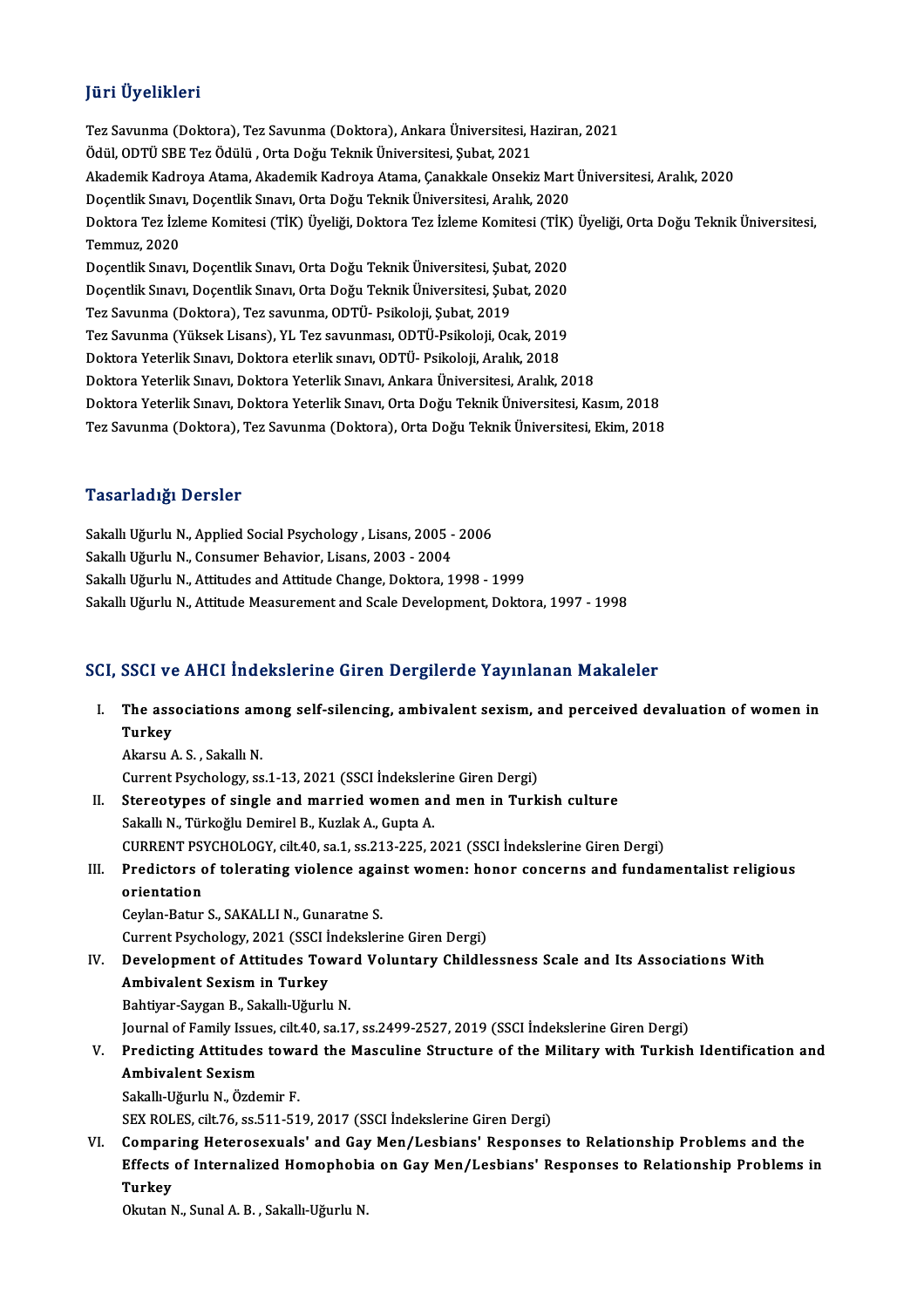## Jüri Üyelikleri

Tez Savunma (Doktora), Tez Savunma (Doktora), Ankara Üniversitesi, Haziran, 2021
Ödül, ODTÜ SBE Tez Ödülü , Orta Doğu Teknik Üniversitesi, Şubat, 2021
Akademik Kadroya Atama, Akademik Kadroya Atama, Çanakkale Onsekiz Mart Üniversitesi, Aralık, 2020
Doçentlik Sınavı, Doçentlik Sınavı, Orta Doğu Teknik Üniversitesi, Aralık, 2020
Doktora Tez İzleme Komitesi (TİK) Üyeliği, Doktora Tez İzleme Komitesi (TİK) Üyeliği, Orta Doğu Teknik Üniversitesi, Temmuz, 2020
Doçentlik Sınavı, Doçentlik Sınavı, Orta Doğu Teknik Üniversitesi, Şubat, 2020
Doçentlik Sınavı, Doçentlik Sınavı, Orta Doğu Teknik Üniversitesi, Şubat, 2020
Tez Savunma (Doktora), Tez savunma, ODTÜ- Psikoloji, Şubat, 2019
Tez Savunma (Yüksek Lisans), YL Tez savunması, ODTÜ-Psikoloji, Ocak, 2019
Doktora Yeterlik Sınavı, Doktora eterlik sınavı, ODTÜ- Psikoloji, Aralık, 2018
Doktora Yeterlik Sınavı, Doktora Yeterlik Sınavı, Ankara Üniversitesi, Aralık, 2018
Doktora Yeterlik Sınavı, Doktora Yeterlik Sınavı, Orta Doğu Teknik Üniversitesi, Kasım, 2018
Tez Savunma (Doktora), Tez Savunma (Doktora), Orta Doğu Teknik Üniversitesi, Ekim, 2018

## Tasarladığı Dersler

Sakallı Uğurlu N., Applied Social Psychology , Lisans, 2005 - 2006
Sakallı Uğurlu N., Consumer Behavior, Lisans, 2003 - 2004
Sakallı Uğurlu N., Attitudes and Attitude Change, Doktora, 1998 - 1999
Sakallı Uğurlu N., Attitude Measurement and Scale Development, Doktora, 1997 - 1998

## SCI, SSCI ve AHCI İndekslerine Giren Dergilerde Yayınlanan Makaleler

I. **The associations among self-silencing, ambivalent sexism, and perceived devaluation of women in Turkey**
   Akarsu A. S. , Sakallı N.
   Current Psychology, ss.1-13, 2021 (SSCI İndekslerine Giren Dergi)
II. **Stereotypes of single and married women and men in Turkish culture**
   Sakallı N., Türkoğlu Demirel B., Kuzlak A., Gupta A.
   CURRENT PSYCHOLOGY, cilt.40, sa.1, ss.213-225, 2021 (SSCI İndekslerine Giren Dergi)
III. **Predictors of tolerating violence against women: honor concerns and fundamentalist religious orientation**
   Ceylan-Batur S., SAKALLI N., Gunaratne S.
   Current Psychology, 2021 (SSCI İndekslerine Giren Dergi)
IV. **Development of Attitudes Toward Voluntary Childlessness Scale and Its Associations With Ambivalent Sexism in Turkey**
   Bahtiyar-Saygan B., Sakallı-Uğurlu N.
   Journal of Family Issues, cilt.40, sa.17, ss.2499-2527, 2019 (SSCI İndekslerine Giren Dergi)
V. **Predicting Attitudes toward the Masculine Structure of the Military with Turkish Identification and Ambivalent Sexism**
   Sakallı-Uğurlu N., Özdemir F.
   SEX ROLES, cilt.76, ss.511-519, 2017 (SSCI İndekslerine Giren Dergi)
VI. **Comparing Heterosexuals' and Gay Men/Lesbians' Responses to Relationship Problems and the Effects of Internalized Homophobia on Gay Men/Lesbians' Responses to Relationship Problems in Turkey**
   Okutan N., Sunal A. B. , Sakallı-Uğurlu N.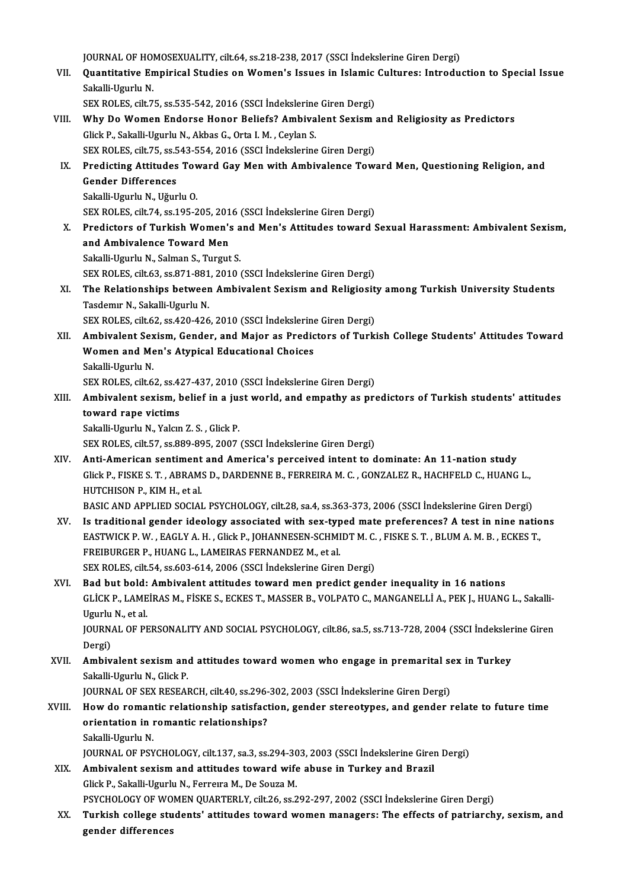JOURNAL OF HOMOSEXUALITY, cilt.64, ss.218-238, 2017 (SSCI İndekslerine Giren Dergi)

VII. **Quantitative Empirical Studies on Women's Issues in Islamic Cultures: Introduction to Special Issue**
Sakalli-Ugurlu N.
SEX ROLES, cilt.75, ss.535-542, 2016 (SSCI İndekslerine Giren Dergi)

VIII. **Why Do Women Endorse Honor Beliefs? Ambivalent Sexism and Religiosity as Predictors**
Glick P., Sakalli-Ugurlu N., Akbas G., Orta I. M. , Ceylan S.
SEX ROLES, cilt.75, ss.543-554, 2016 (SSCI İndekslerine Giren Dergi)

IX. **Predicting Attitudes Toward Gay Men with Ambivalence Toward Men, Questioning Religion, and Gender Differences**
Sakalli-Ugurlu N., Uğurlu O.
SEX ROLES, cilt.74, ss.195-205, 2016 (SSCI İndekslerine Giren Dergi)

X. **Predictors of Turkish Women's and Men's Attitudes toward Sexual Harassment: Ambivalent Sexism, and Ambivalence Toward Men**
Sakalli-Ugurlu N., Salman S., Turgut S.
SEX ROLES, cilt.63, ss.871-881, 2010 (SSCI İndekslerine Giren Dergi)

XI. **The Relationships between Ambivalent Sexism and Religiosity among Turkish University Students**
Tasdemır N., Sakalli-Ugurlu N.
SEX ROLES, cilt.62, ss.420-426, 2010 (SSCI İndekslerine Giren Dergi)

XII. **Ambivalent Sexism, Gender, and Major as Predictors of Turkish College Students' Attitudes Toward Women and Men's Atypical Educational Choices**
Sakalli-Ugurlu N.
SEX ROLES, cilt.62, ss.427-437, 2010 (SSCI İndekslerine Giren Dergi)

XIII. **Ambivalent sexism, belief in a just world, and empathy as predictors of Turkish students' attitudes toward rape victims**
Sakalli-Ugurlu N., Yalcın Z. S. , Glick P.
SEX ROLES, cilt.57, ss.889-895, 2007 (SSCI İndekslerine Giren Dergi)

XIV. **Anti-American sentiment and America's perceived intent to dominate: An 11-nation study**
Glick P., FISKE S. T. , ABRAMS D., DARDENNE B., FERREIRA M. C. , GONZALEZ R., HACHFELD C., HUANG L., HUTCHISON P., KIM H., et al.
BASIC AND APPLIED SOCIAL PSYCHOLOGY, cilt.28, sa.4, ss.363-373, 2006 (SSCI İndekslerine Giren Dergi)

XV. **Is traditional gender ideology associated with sex-typed mate preferences? A test in nine nations**
EASTWICK P. W. , EAGLY A. H. , Glick P., JOHANNESEN-SCHMIDT M. C. , FISKE S. T. , BLUM A. M. B. , ECKES T., FREIBURGER P., HUANG L., LAMEIRAS FERNANDEZ M., et al.
SEX ROLES, cilt.54, ss.603-614, 2006 (SSCI İndekslerine Giren Dergi)

XVI. **Bad but bold: Ambivalent attitudes toward men predict gender inequality in 16 nations**
GLİCK P., LAMEİRAS M., FİSKE S., ECKES T., MASSER B., VOLPATO C., MANGANELLİ A., PEK J., HUANG L., Sakalli-Ugurlu N., et al.
JOURNAL OF PERSONALITY AND SOCIAL PSYCHOLOGY, cilt.86, sa.5, ss.713-728, 2004 (SSCI İndekslerine Giren Dergi)

XVII. **Ambivalent sexism and attitudes toward women who engage in premarital sex in Turkey**
Sakalli-Ugurlu N., Glick P.
JOURNAL OF SEX RESEARCH, cilt.40, ss.296-302, 2003 (SSCI İndekslerine Giren Dergi)

XVIII. **How do romantic relationship satisfaction, gender stereotypes, and gender relate to future time orientation in romantic relationships?**
Sakalli-Ugurlu N.
JOURNAL OF PSYCHOLOGY, cilt.137, sa.3, ss.294-303, 2003 (SSCI İndekslerine Giren Dergi)

XIX. **Ambivalent sexism and attitudes toward wife abuse in Turkey and Brazil**
Glick P., Sakalli-Ugurlu N., Ferreıra M., De Souza M.
PSYCHOLOGY OF WOMEN QUARTERLY, cilt.26, ss.292-297, 2002 (SSCI İndekslerine Giren Dergi)

XX. **Turkish college students' attitudes toward women managers: The effects of patriarchy, sexism, and gender differences**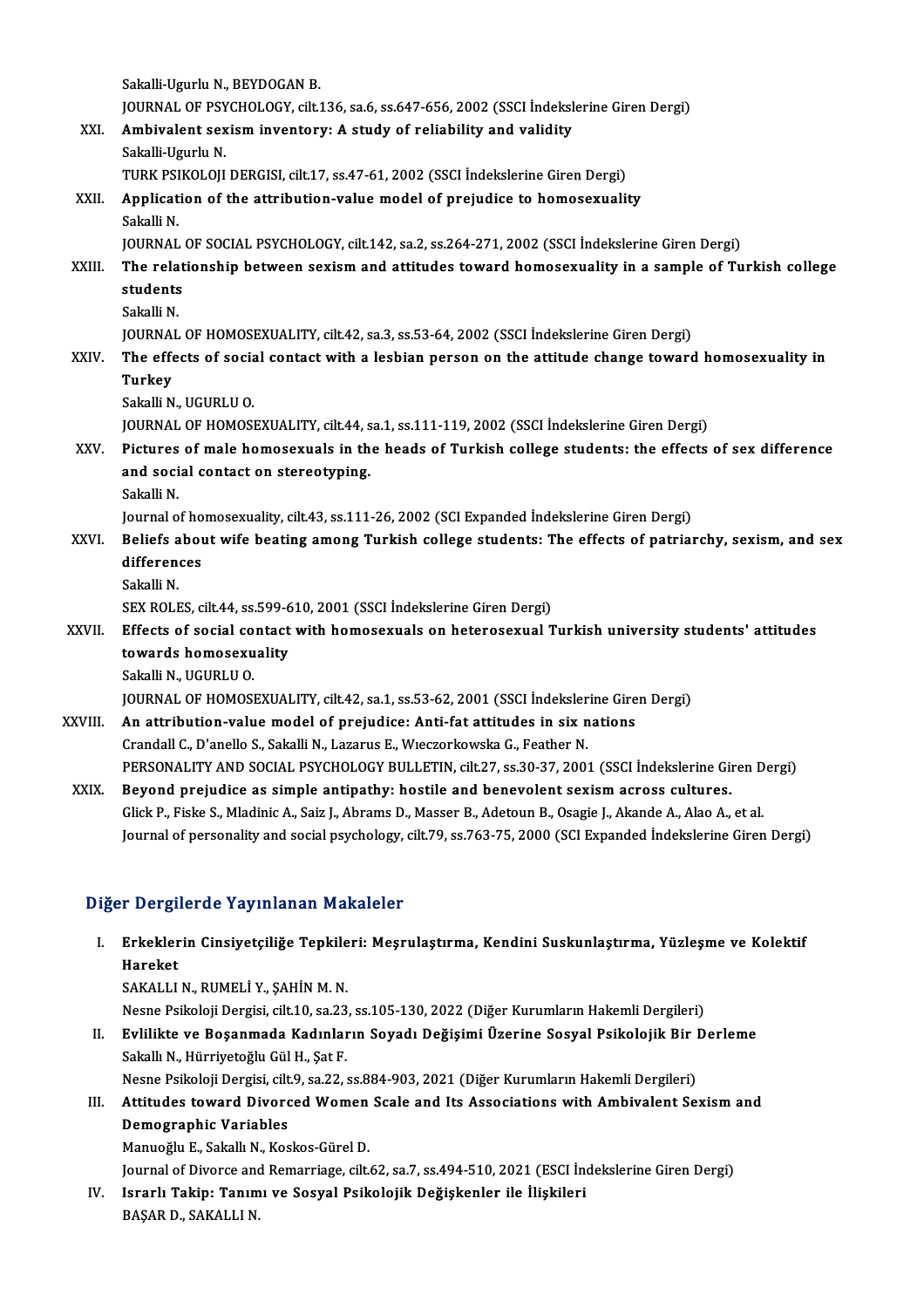Sakalli-Ugurlu N., BEYDOGAN B.
JOURNAL OF PSYCHOLOGY, cilt.136, sa.6, ss.647-656, 2002 (SSCI İndekslerine Giren Dergi)

XXI. **Ambivalent sexism inventory: A study of reliability and validity**
Sakalli-Ugurlu N.
TURK PSIKOLOJI DERGISI, cilt.17, ss.47-61, 2002 (SSCI İndekslerine Giren Dergi)

XXII. **Application of the attribution-value model of prejudice to homosexuality**
Sakalli N.
JOURNAL OF SOCIAL PSYCHOLOGY, cilt.142, sa.2, ss.264-271, 2002 (SSCI İndekslerine Giren Dergi)

XXIII. **The relationship between sexism and attitudes toward homosexuality in a sample of Turkish college students**
Sakalli N.
JOURNAL OF HOMOSEXUALITY, cilt.42, sa.3, ss.53-64, 2002 (SSCI İndekslerine Giren Dergi)

XXIV. **The effects of social contact with a lesbian person on the attitude change toward homosexuality in Turkey**
Sakalli N., UGURLU O.
JOURNAL OF HOMOSEXUALITY, cilt.44, sa.1, ss.111-119, 2002 (SSCI İndekslerine Giren Dergi)

XXV. **Pictures of male homosexuals in the heads of Turkish college students: the effects of sex difference and social contact on stereotyping.**
Sakalli N.
Journal of homosexuality, cilt.43, ss.111-26, 2002 (SCI Expanded İndekslerine Giren Dergi)

XXVI. **Beliefs about wife beating among Turkish college students: The effects of patriarchy, sexism, and sex differences**
Sakalli N.
SEX ROLES, cilt.44, ss.599-610, 2001 (SSCI İndekslerine Giren Dergi)

XXVII. **Effects of social contact with homosexuals on heterosexual Turkish university students' attitudes towards homosexuality**
Sakalli N., UGURLU O.
JOURNAL OF HOMOSEXUALITY, cilt.42, sa.1, ss.53-62, 2001 (SSCI İndekslerine Giren Dergi)

XXVIII. **An attribution-value model of prejudice: Anti-fat attitudes in six nations**
Crandall C., D'anello S., Sakalli N., Lazarus E., Wieczorkowska G., Feather N.
PERSONALITY AND SOCIAL PSYCHOLOGY BULLETIN, cilt.27, ss.30-37, 2001 (SSCI İndekslerine Giren Dergi)

XXIX. **Beyond prejudice as simple antipathy: hostile and benevolent sexism across cultures.**
Glick P., Fiske S., Mladinic A., Saiz J., Abrams D., Masser B., Adetoun B., Osagie J., Akande A., Alao A., et al.
Journal of personality and social psychology, cilt.79, ss.763-75, 2000 (SCI Expanded İndekslerine Giren Dergi)

## Diğer Dergilerde Yayınlanan Makaleler

I. **Erkeklerin Cinsiyetçiliğe Tepkileri: Meşrulaştırma, Kendini Suskunlaştırma, Yüzleşme ve Kolektif Hareket**
SAKALLI N., RUMELİ Y., ŞAHİN M. N.
Nesne Psikoloji Dergisi, cilt.10, sa.23, ss.105-130, 2022 (Diğer Kurumların Hakemli Dergileri)

II. **Evlilikte ve Boşanmada Kadınların Soyadı Değişimi Üzerine Sosyal Psikolojik Bir Derleme**
Sakallı N., Hürriyetoğlu Gül H., Şat F.
Nesne Psikoloji Dergisi, cilt.9, sa.22, ss.884-903, 2021 (Diğer Kurumların Hakemli Dergileri)

III. **Attitudes toward Divorced Women Scale and Its Associations with Ambivalent Sexism and Demographic Variables**
Manuoğlu E., Sakallı N., Koskos-Gürel D.
Journal of Divorce and Remarriage, cilt.62, sa.7, ss.494-510, 2021 (ESCI İndekslerine Giren Dergi)

IV. **Israrlı Takip: Tanımı ve Sosyal Psikolojik Değişkenler ile İlişkileri**
BAŞAR D., SAKALLI N.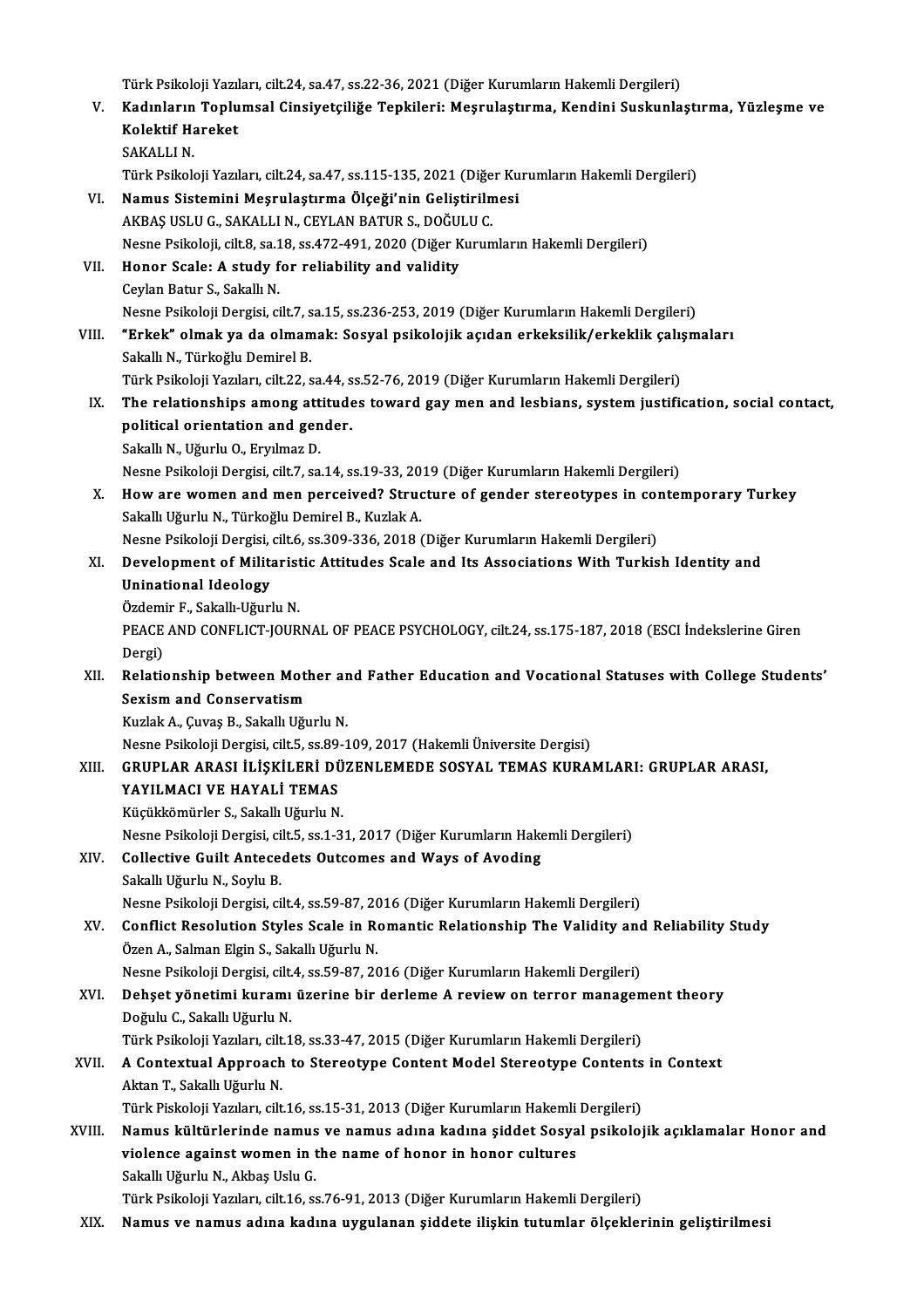Türk Psikoloji Yazıları, cilt.24, sa.47, ss.22-36, 2021 (Diğer Kurumların Hakemli Dergileri)

V. **Kadınların Toplumsal Cinsiyetçiliğe Tepkileri: Meşrulaştırma, Kendini Suskunlaştırma, Yüzleşme ve Kolektif Hareket**
SAKALLI N.
Türk Psikoloji Yazıları, cilt.24, sa.47, ss.115-135, 2021 (Diğer Kurumların Hakemli Dergileri)

VI. **Namus Sistemini Meşrulaştırma Ölçeği'nin Geliştirilmesi**
AKBAŞ USLU G., SAKALLI N., CEYLAN BATUR S., DOĞULU C.
Nesne Psikoloji, cilt.8, sa.18, ss.472-491, 2020 (Diğer Kurumların Hakemli Dergileri)

VII. **Honor Scale: A study for reliability and validity**
Ceylan Batur S., Sakallı N.
Nesne Psikoloji Dergisi, cilt.7, sa.15, ss.236-253, 2019 (Diğer Kurumların Hakemli Dergileri)

VIII. **"Erkek" olmak ya da olmamak: Sosyal psikolojik açıdan erkeksilik/erkeklik çalışmaları**
Sakallı N., Türkoğlu Demirel B.
Türk Psikoloji Yazıları, cilt.22, sa.44, ss.52-76, 2019 (Diğer Kurumların Hakemli Dergileri)

IX. **The relationships among attitudes toward gay men and lesbians, system justification, social contact, political orientation and gender.**
Sakallı N., Uğurlu O., Eryılmaz D.
Nesne Psikoloji Dergisi, cilt.7, sa.14, ss.19-33, 2019 (Diğer Kurumların Hakemli Dergileri)

X. **How are women and men perceived? Structure of gender stereotypes in contemporary Turkey**
Sakallı Uğurlu N., Türkoğlu Demirel B., Kuzlak A.
Nesne Psikoloji Dergisi, cilt.6, ss.309-336, 2018 (Diğer Kurumların Hakemli Dergileri)

XI. **Development of Militaristic Attitudes Scale and Its Associations With Turkish Identity and Uninational Ideology**
Özdemir F., Sakallı-Uğurlu N.
PEACE AND CONFLICT-JOURNAL OF PEACE PSYCHOLOGY, cilt.24, ss.175-187, 2018 (ESCI İndekslerine Giren Dergi)

XII. **Relationship between Mother and Father Education and Vocational Statuses with College Students' Sexism and Conservatism**
Kuzlak A., Çuvaş B., Sakallı Uğurlu N.
Nesne Psikoloji Dergisi, cilt.5, ss.89-109, 2017 (Hakemli Üniversite Dergisi)

XIII. **GRUPLAR ARASI İLİŞKİLERİ DÜZENLEMEDE SOSYAL TEMAS KURAMLARI: GRUPLAR ARASI, YAYILMACI VE HAYALİ TEMAS**
Küçükkömürler S., Sakallı Uğurlu N.
Nesne Psikoloji Dergisi, cilt.5, ss.1-31, 2017 (Diğer Kurumların Hakemli Dergileri)

XIV. **Collective Guilt Antecedets Outcomes and Ways of Avoding**
Sakallı Uğurlu N., Soylu B.
Nesne Psikoloji Dergisi, cilt.4, ss.59-87, 2016 (Diğer Kurumların Hakemli Dergileri)

XV. **Conflict Resolution Styles Scale in Romantic Relationship The Validity and Reliability Study**
Özen A., Salman Elgin S., Sakallı Uğurlu N.
Nesne Psikoloji Dergisi, cilt.4, ss.59-87, 2016 (Diğer Kurumların Hakemli Dergileri)

XVI. **Dehşet yönetimi kuramı üzerine bir derleme A review on terror management theory**
Doğulu C., Sakallı Uğurlu N.
Türk Psikoloji Yazıları, cilt.18, ss.33-47, 2015 (Diğer Kurumların Hakemli Dergileri)

XVII. **A Contextual Approach to Stereotype Content Model Stereotype Contents in Context**
Aktan T., Sakallı Uğurlu N.
Türk Piskoloji Yazıları, cilt.16, ss.15-31, 2013 (Diğer Kurumların Hakemli Dergileri)

XVIII. **Namus kültürlerinde namus ve namus adına kadına şiddet Sosyal psikolojik açıklamalar Honor and violence against women in the name of honor in honor cultures**
Sakallı Uğurlu N., Akbaş Uslu G.
Türk Psikoloji Yazıları, cilt.16, ss.76-91, 2013 (Diğer Kurumların Hakemli Dergileri)

XIX. **Namus ve namus adına kadına uygulanan şiddete ilişkin tutumlar ölçeklerinin geliştirilmesi**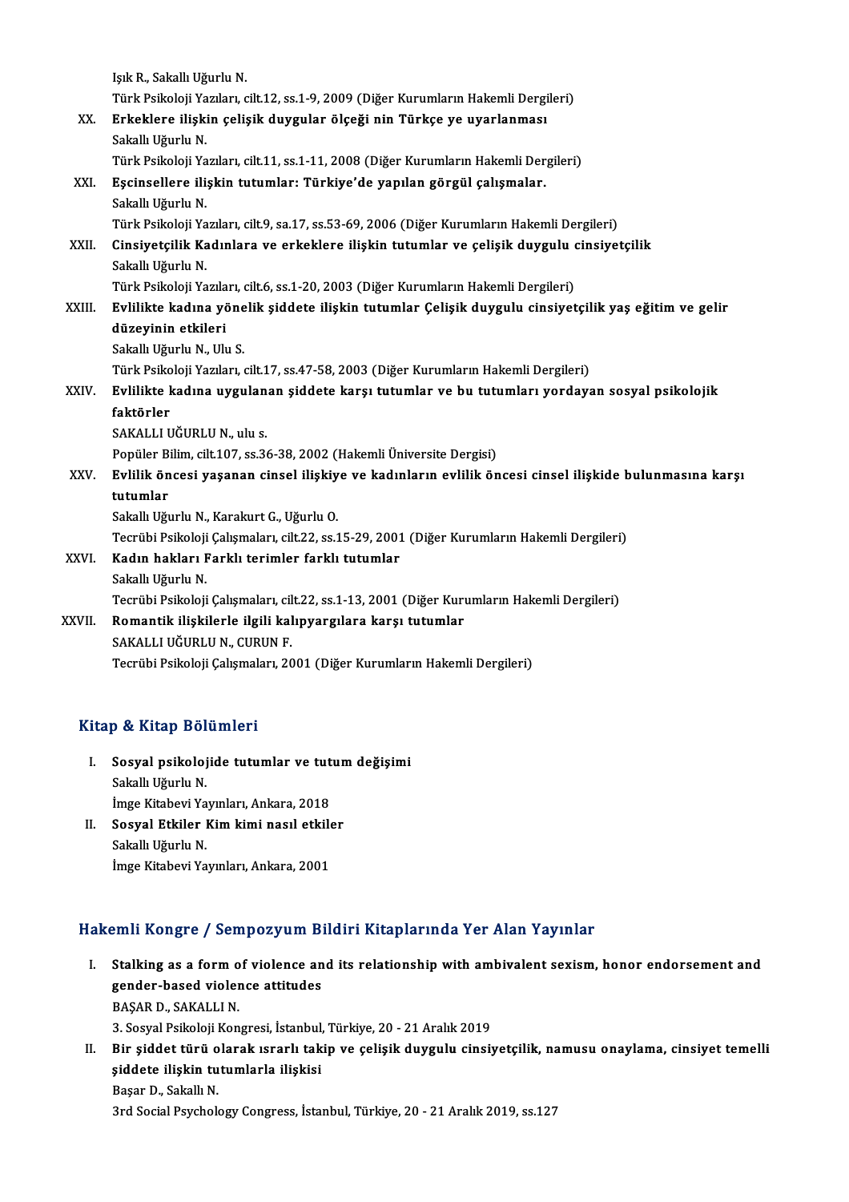Işık R., Sakallı Uğurlu N.
Türk Psikoloji Yazıları, cilt.12, ss.1-9, 2009 (Diğer Kurumların Hakemli Dergileri)

XX. **Erkeklere ilişkin çelişik duygular ölçeği nin Türkçe ye uyarlanması**
Sakallı Uğurlu N.
Türk Psikoloji Yazıları, cilt.11, ss.1-11, 2008 (Diğer Kurumların Hakemli Dergileri)

XXI. **Eşcinsellere ilişkin tutumlar: Türkiye'de yapılan görgül çalışmalar.**
Sakallı Uğurlu N.
Türk Psikoloji Yazıları, cilt.9, sa.17, ss.53-69, 2006 (Diğer Kurumların Hakemli Dergileri)

XXII. **Cinsiyetçilik Kadınlara ve erkeklere ilişkin tutumlar ve çelişik duygulu cinsiyetçilik**
Sakallı Uğurlu N.
Türk Psikoloji Yazıları, cilt.6, ss.1-20, 2003 (Diğer Kurumların Hakemli Dergileri)

XXIII. **Evlilikte kadına yönelik şiddete ilişkin tutumlar Çelişik duygulu cinsiyetçilik yaş eğitim ve gelir düzeyinin etkileri**
Sakallı Uğurlu N., Ulu S.
Türk Psikoloji Yazıları, cilt.17, ss.47-58, 2003 (Diğer Kurumların Hakemli Dergileri)

XXIV. **Evlilikte kadına uygulanan şiddete karşı tutumlar ve bu tutumları yordayan sosyal psikolojik faktörler**
SAKALLI UĞURLU N., ulu s.
Popüler Bilim, cilt.107, ss.36-38, 2002 (Hakemli Üniversite Dergisi)

XXV. **Evlilik öncesi yaşanan cinsel ilişkiye ve kadınların evlilik öncesi cinsel ilişkide bulunmasına karşı tutumlar**
Sakallı Uğurlu N., Karakurt G., Uğurlu O.
Tecrübi Psikoloji Çalışmaları, cilt.22, ss.15-29, 2001 (Diğer Kurumların Hakemli Dergileri)

XXVI. **Kadın hakları Farklı terimler farklı tutumlar**
Sakallı Uğurlu N.
Tecrübi Psikoloji Çalışmaları, cilt.22, ss.1-13, 2001 (Diğer Kurumların Hakemli Dergileri)

XXVII. **Romantik ilişkilerle ilgili kalıpyargılara karşı tutumlar**
SAKALLI UĞURLU N., CURUN F.
Tecrübi Psikoloji Çalışmaları, 2001 (Diğer Kurumların Hakemli Dergileri)

## Kitap & Kitap Bölümleri

I. **Sosyal psikolojide tutumlar ve tutum değişimi**
Sakallı Uğurlu N.
İmge Kitabevi Yayınları, Ankara, 2018

II. **Sosyal Etkiler Kim kimi nasıl etkiler**
Sakallı Uğurlu N.
İmge Kitabevi Yayınları, Ankara, 2001

## Hakemli Kongre / Sempozyum Bildiri Kitaplarında Yer Alan Yayınlar

I. **Stalking as a form of violence and its relationship with ambivalent sexism, honor endorsement and gender-based violence attitudes**
BAŞAR D., SAKALLI N.
3. Sosyal Psikoloji Kongresi, İstanbul, Türkiye, 20 - 21 Aralık 2019

II. **Bir şiddet türü olarak ısrarlı takip ve çelişik duygulu cinsiyetçilik, namusu onaylama, cinsiyet temelli şiddete ilişkin tutumlarla ilişkisi**
Başar D., Sakallı N.
3rd Social Psychology Congress, İstanbul, Türkiye, 20 - 21 Aralık 2019, ss.127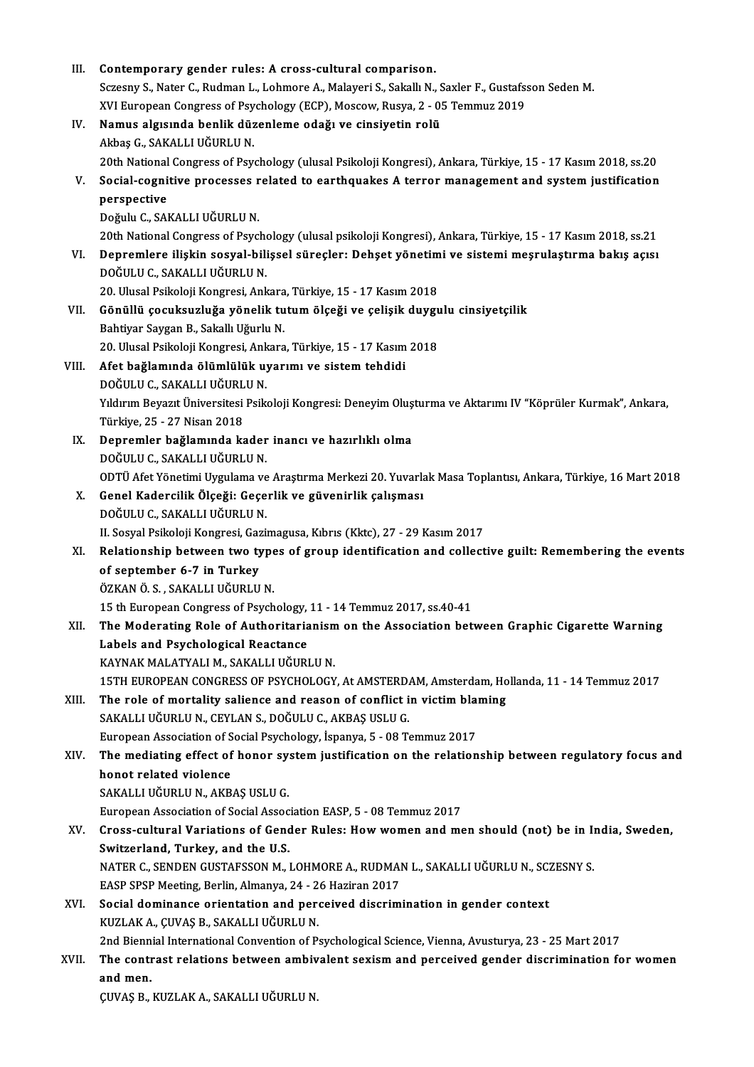III. **Contemporary gender rules: A cross-cultural comparison.**
Sczesny S., Nater C., Rudman L., Lohmore A., Malayeri S., Sakallı N., Saxler F., Gustafsson Seden M.
XVI European Congress of Psychology (ECP), Moscow, Rusya, 2 - 05 Temmuz 2019

IV. **Namus algısında benlik düzenleme odağı ve cinsiyetin rolü**
Akbaş G., SAKALLI UĞURLU N.
20th National Congress of Psychology (ulusal Psikoloji Kongresi), Ankara, Türkiye, 15 - 17 Kasım 2018, ss.20

V. **Social-cognitive processes related to earthquakes A terror management and system justification perspective**
Doğulu C., SAKALLI UĞURLU N.
20th National Congress of Psychology (ulusal psikoloji Kongresi), Ankara, Türkiye, 15 - 17 Kasım 2018, ss.21

VI. **Depremlere ilişkin sosyal-bilişsel süreçler: Dehşet yönetimi ve sistemi meşrulaştırma bakış açısı**
DOĞULU C., SAKALLI UĞURLU N.
20. Ulusal Psikoloji Kongresi, Ankara, Türkiye, 15 - 17 Kasım 2018

VII. **Gönüllü çocuksuzluğa yönelik tutum ölçeği ve çelişik duygulu cinsiyetçilik**
Bahtiyar Saygan B., Sakallı Uğurlu N.
20. Ulusal Psikoloji Kongresi, Ankara, Türkiye, 15 - 17 Kasım 2018

VIII. **Afet bağlamında ölümlülük uyarımı ve sistem tehdidi**
DOĞULU C., SAKALLI UĞURLU N.
Yıldırım Beyazıt Üniversitesi Psikoloji Kongresi: Deneyim Oluşturma ve Aktarımı IV "Köprüler Kurmak", Ankara, Türkiye, 25 - 27 Nisan 2018

IX. **Depremler bağlamında kader inancı ve hazırlıklı olma**
DOĞULU C., SAKALLI UĞURLU N.
ODTÜ Afet Yönetimi Uygulama ve Araştırma Merkezi 20. Yuvarlak Masa Toplantısı, Ankara, Türkiye, 16 Mart 2018

X. **Genel Kadercilik Ölçeği: Geçerlik ve güvenirlik çalışması**
DOĞULU C., SAKALLI UĞURLU N.
II. Sosyal Psikoloji Kongresi, Gazimagusa, Kıbrıs (Kktc), 27 - 29 Kasım 2017

XI. **Relationship between two types of group identification and collective guilt: Remembering the events of september 6-7 in Turkey**
ÖZKAN Ö. S. , SAKALLI UĞURLU N.
15 th European Congress of Psychology, 11 - 14 Temmuz 2017, ss.40-41

XII. **The Moderating Role of Authoritarianism on the Association between Graphic Cigarette Warning Labels and Psychological Reactance**
KAYNAK MALATYALI M., SAKALLI UĞURLU N.
15TH EUROPEAN CONGRESS OF PSYCHOLOGY, At AMSTERDAM, Amsterdam, Hollanda, 11 - 14 Temmuz 2017

XIII. **The role of mortality salience and reason of conflict in victim blaming**
SAKALLI UĞURLU N., CEYLAN S., DOĞULU C., AKBAŞ USLU G.
European Association of Social Psychology, İspanya, 5 - 08 Temmuz 2017

XIV. **The mediating effect of honor system justification on the relationship between regulatory focus and honot related violence**
SAKALLI UĞURLU N., AKBAŞ USLU G.
European Association of Social Association EASP, 5 - 08 Temmuz 2017

XV. **Cross-cultural Variations of Gender Rules: How women and men should (not) be in India, Sweden, Switzerland, Turkey, and the U.S.**
NATER C., SENDEN GUSTAFSSON M., LOHMORE A., RUDMAN L., SAKALLI UĞURLU N., SCZESNY S.
EASP SPSP Meeting, Berlin, Almanya, 24 - 26 Haziran 2017

XVI. **Social dominance orientation and perceived discrimination in gender context**
KUZLAK A., ÇUVAŞ B., SAKALLI UĞURLU N.
2nd Biennial International Convention of Psychological Science, Vienna, Avusturya, 23 - 25 Mart 2017

XVII. **The contrast relations between ambivalent sexism and perceived gender discrimination for women and men.**
ÇUVAŞ B., KUZLAK A., SAKALLI UĞURLU N.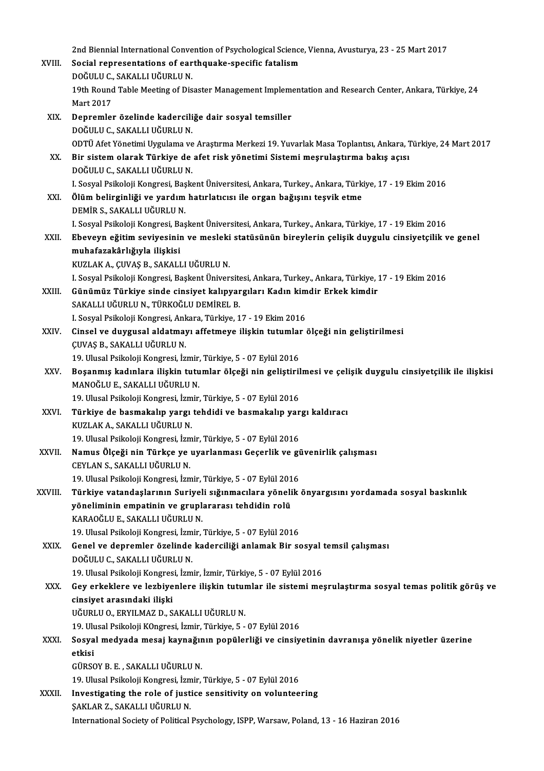2nd Biennial International Convention of Psychological Science, Vienna, Avusturya, 23 - 25 Mart 2017

XVIII. **Social representations of earthquake-specific fatalism**
DOĞULU C., SAKALLI UĞURLU N.
19th Round Table Meeting of Disaster Management Implementation and Research Center, Ankara, Türkiye, 24 Mart 2017

XIX. **Depremler özelinde kaderciliğe dair sosyal temsiller**
DOĞULU C., SAKALLI UĞURLU N.
ODTÜ Afet Yönetimi Uygulama ve Araştırma Merkezi 19. Yuvarlak Masa Toplantısı, Ankara, Türkiye, 24 Mart 2017

XX. **Bir sistem olarak Türkiye de afet risk yönetimi Sistemi meşrulaştırma bakış açısı**
DOĞULU C., SAKALLI UĞURLU N.
I. Sosyal Psikoloji Kongresi, Başkent Üniversitesi, Ankara, Turkey., Ankara, Türkiye, 17 - 19 Ekim 2016

XXI. **Ölüm belirginliği ve yardım hatırlatıcısı ile organ bağışını teşvik etme**
DEMİR S., SAKALLI UĞURLU N.
I. Sosyal Psikoloji Kongresi, Başkent Üniversitesi, Ankara, Turkey., Ankara, Türkiye, 17 - 19 Ekim 2016

XXII. **Ebeveyn eğitim seviyesinin ve mesleki statüsünün bireylerin çelişik duygulu cinsiyetçilik ve genel muhafazakârlığıyla ilişkisi**
KUZLAK A., ÇUVAŞ B., SAKALLI UĞURLU N.
I. Sosyal Psikoloji Kongresi, Başkent Üniversitesi, Ankara, Turkey., Ankara, Türkiye, 17 - 19 Ekim 2016

XXIII. **Günümüz Türkiye sinde cinsiyet kalıpyargıları Kadın kimdir Erkek kimdir**
SAKALLI UĞURLU N., TÜRKOĞLU DEMİREL B.
I. Sosyal Psikoloji Kongresi, Ankara, Türkiye, 17 - 19 Ekim 2016

XXIV. **Cinsel ve duygusal aldatmayı affetmeye ilişkin tutumlar ölçeği nin geliştirilmesi**
ÇUVAŞ B., SAKALLI UĞURLU N.
19. Ulusal Psikoloji Kongresi, İzmir, Türkiye, 5 - 07 Eylül 2016

XXV. **Boşanmış kadınlara ilişkin tutumlar ölçeği nin geliştirilmesi ve çelişik duygulu cinsiyetçilik ile ilişkisi**
MANOĞLU E., SAKALLI UĞURLU N.
19. Ulusal Psikoloji Kongresi, İzmir, Türkiye, 5 - 07 Eylül 2016

XXVI. **Türkiye de basmakalıp yargı tehdidi ve basmakalıp yargı kaldıracı**
KUZLAK A., SAKALLI UĞURLU N.
19. Ulusal Psikoloji Kongresi, İzmir, Türkiye, 5 - 07 Eylül 2016

XXVII. **Namus Ölçeği nin Türkçe ye uyarlanması Geçerlik ve güvenirlik çalışması**
CEYLAN S., SAKALLI UĞURLU N.
19. Ulusal Psikoloji Kongresi, İzmir, Türkiye, 5 - 07 Eylül 2016

XXVIII. **Türkiye vatandaşlarının Suriyeli sığınmacılara yönelik önyargısını yordamada sosyal baskınlık yöneliminin empatinin ve gruplararası tehdidin rolü**
KARAOĞLU E., SAKALLI UĞURLU N.
19. Ulusal Psikoloji Kongresi, İzmir, Türkiye, 5 - 07 Eylül 2016

XXIX. **Genel ve depremler özelinde kaderciliği anlamak Bir sosyal temsil çalışması**
DOĞULU C., SAKALLI UĞURLU N.
19. Ulusal Psikoloji Kongresi, İzmir, İzmir, Türkiye, 5 - 07 Eylül 2016

XXX. **Gey erkeklere ve lezbiyenlere ilişkin tutumlar ile sistemi meşrulaştırma sosyal temas politik görüş ve cinsiyet arasındaki ilişki**
UĞURLU O., ERYILMAZ D., SAKALLI UĞURLU N.
19. Ulusal Psikoloji KOngresi, İzmir, Türkiye, 5 - 07 Eylül 2016

XXXI. **Sosyal medyada mesaj kaynağının popülerliği ve cinsiyetinin davranışa yönelik niyetler üzerine etkisi**
GÜRSOY B. E. , SAKALLI UĞURLU N.
19. Ulusal Psikoloji Kongresi, İzmir, Türkiye, 5 - 07 Eylül 2016

XXXII. **Investigating the role of justice sensitivity on volunteering**
ŞAKLAR Z., SAKALLI UĞURLU N.
International Society of Political Psychology, ISPP, Warsaw, Poland, 13 - 16 Haziran 2016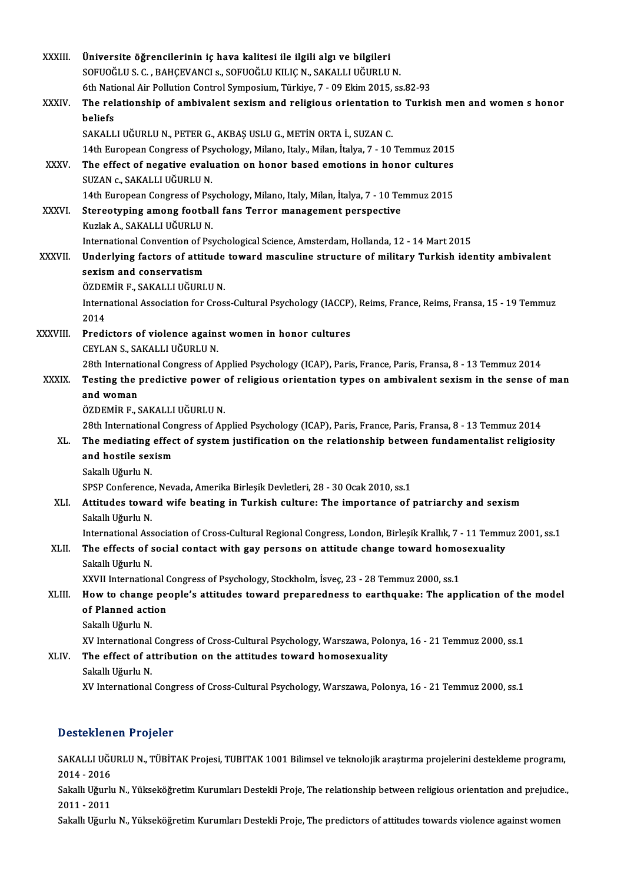XXXIII. **Üniversite öğrencilerinin iç hava kalitesi ile ilgili algı ve bilgileri**
SOFUOĞLU S. C. , BAHÇEVANCI s., SOFUOĞLU KILIÇ N., SAKALLI UĞURLU N.
6th National Air Pollution Control Symposium, Türkiye, 7 - 09 Ekim 2015, ss.82-93

XXXIV. **The relationship of ambivalent sexism and religious orientation to Turkish men and women s honor beliefs**
SAKALLI UĞURLU N., PETER G., AKBAŞ USLU G., METİN ORTA İ., SUZAN C.
14th European Congress of Psychology, Milano, Italy., Milan, İtalya, 7 - 10 Temmuz 2015

XXXV. **The effect of negative evaluation on honor based emotions in honor cultures**
SUZAN c., SAKALLI UĞURLU N.
14th European Congress of Psychology, Milano, Italy, Milan, İtalya, 7 - 10 Temmuz 2015

XXXVI. **Stereotyping among football fans Terror management perspective**
Kuzlak A., SAKALLI UĞURLU N.
International Convention of Psychological Science, Amsterdam, Hollanda, 12 - 14 Mart 2015

XXXVII. **Underlying factors of attitude toward masculine structure of military Turkish identity ambivalent sexism and conservatism**
ÖZDEMİR F., SAKALLI UĞURLU N.
International Association for Cross-Cultural Psychology (IACCP), Reims, France, Reims, Fransa, 15 - 19 Temmuz 2014

XXXVIII. **Predictors of violence against women in honor cultures**
CEYLAN S., SAKALLI UĞURLU N.
28th International Congress of Applied Psychology (ICAP), Paris, France, Paris, Fransa, 8 - 13 Temmuz 2014

XXXIX. **Testing the predictive power of religious orientation types on ambivalent sexism in the sense of man and woman**
ÖZDEMİR F., SAKALLI UĞURLU N.
28th International Congress of Applied Psychology (ICAP), Paris, France, Paris, Fransa, 8 - 13 Temmuz 2014

XL. **The mediating effect of system justification on the relationship between fundamentalist religiosity and hostile sexism**
Sakallı Uğurlu N.
SPSP Conference, Nevada, Amerika Birleşik Devletleri, 28 - 30 Ocak 2010, ss.1

XLI. **Attitudes toward wife beating in Turkish culture: The importance of patriarchy and sexism**
Sakallı Uğurlu N.
International Association of Cross-Cultural Regional Congress, London, Birleşik Krallık, 7 - 11 Temmuz 2001, ss.1

XLII. **The effects of social contact with gay persons on attitude change toward homosexuality**
Sakallı Uğurlu N.
XXVII International Congress of Psychology, Stockholm, İsveç, 23 - 28 Temmuz 2000, ss.1

XLIII. **How to change people's attitudes toward preparedness to earthquake: The application of the model of Planned action**
Sakallı Uğurlu N.
XV International Congress of Cross-Cultural Psychology, Warszawa, Polonya, 16 - 21 Temmuz 2000, ss.1

XLIV. **The effect of attribution on the attitudes toward homosexuality**
Sakallı Uğurlu N.
XV International Congress of Cross-Cultural Psychology, Warszawa, Polonya, 16 - 21 Temmuz 2000, ss.1

## Desteklenen Projeler

SAKALLI UĞURLU N., TÜBİTAK Projesi, TUBITAK 1001 Bilimsel ve teknolojik araştırma projelerini destekleme programı, 2014 - 2016

Sakallı Uğurlu N., Yükseköğretim Kurumları Destekli Proje, The relationship between religious orientation and prejudice., 2011 - 2011

Sakallı Uğurlu N., Yükseköğretim Kurumları Destekli Proje, The predictors of attitudes towards violence against women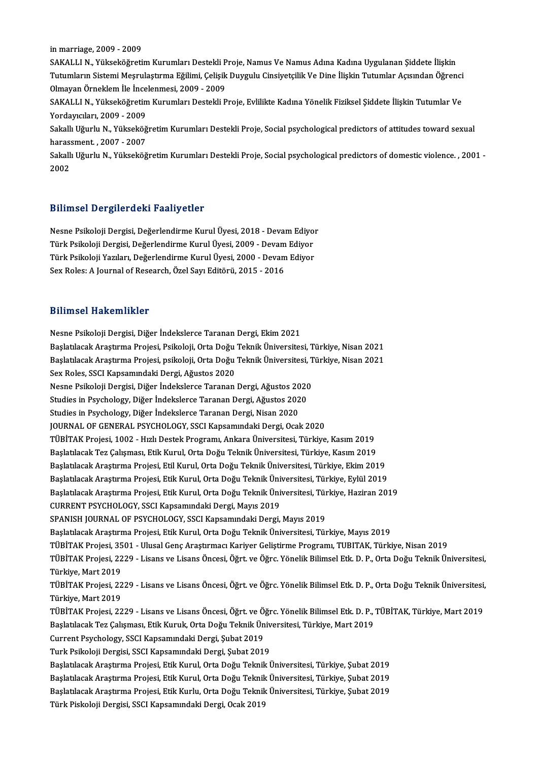in marriage, 2009 - 2009

SAKALLI N., Yükseköğretim Kurumları Destekli Proje, Namus Ve Namus Adına Kadına Uygulanan Şiddete İlişkin Tutumların Sistemi Meşrulaştırma Eğilimi, Çelişik Duygulu Cinsiyetçilik Ve Dine İlişkin Tutumlar Açısından Öğrenci Olmayan Örneklem İle İncelenmesi, 2009 - 2009

SAKALLI N., Yükseköğretim Kurumları Destekli Proje, Evlilikte Kadına Yönelik Fiziksel Şiddete İlişkin Tutumlar Ve Yordayıcıları, 2009 - 2009

Sakallı Uğurlu N., Yükseköğretim Kurumları Destekli Proje, Social psychological predictors of attitudes toward sexual harassment. , 2007 - 2007

Sakallı Uğurlu N., Yükseköğretim Kurumları Destekli Proje, Social psychological predictors of domestic violence. , 2001 - 2002

## Bilimsel Dergilerdeki Faaliyetler

Nesne Psikoloji Dergisi, Değerlendirme Kurul Üyesi, 2018 - Devam Ediyor
Türk Psikoloji Dergisi, Değerlendirme Kurul Üyesi, 2009 - Devam Ediyor
Türk Psikoloji Yazıları, Değerlendirme Kurul Üyesi, 2000 - Devam Ediyor
Sex Roles: A Journal of Research, Özel Sayı Editörü, 2015 - 2016

## Bilimsel Hakemlikler

Nesne Psikoloji Dergisi, Diğer İndekslerce Taranan Dergi, Ekim 2021
Başlatılacak Araştırma Projesi, Psikoloji, Orta Doğu Teknik Üniversitesi, Türkiye, Nisan 2021
Başlatılacak Araştırma Projesi, psikoloji, Orta Doğu Teknik Üniversitesi, Türkiye, Nisan 2021
Sex Roles, SSCI Kapsamındaki Dergi, Ağustos 2020
Nesne Psikoloji Dergisi, Diğer İndekslerce Taranan Dergi, Ağustos 2020
Studies in Psychology, Diğer İndekslerce Taranan Dergi, Ağustos 2020
Studies in Psychology, Diğer İndekslerce Taranan Dergi, Nisan 2020
JOURNAL OF GENERAL PSYCHOLOGY, SSCI Kapsamındaki Dergi, Ocak 2020
TÜBİTAK Projesi, 1002 - Hızlı Destek Programı, Ankara Üniversitesi, Türkiye, Kasım 2019
Başlatılacak Tez Çalışması, Etik Kurul, Orta Doğu Teknik Üniversitesi, Türkiye, Kasım 2019
Başlatılacak Araştırma Projesi, Etil Kurul, Orta Doğu Teknik Üniversitesi, Türkiye, Ekim 2019
Başlatılacak Araştırma Projesi, Etik Kurul, Orta Doğu Teknik Üniversitesi, Türkiye, Eylül 2019
Başlatılacak Araştırma Projesi, Etik Kurul, Orta Doğu Teknik Üniversitesi, Türkiye, Haziran 2019
CURRENT PSYCHOLOGY, SSCI Kapsamındaki Dergi, Mayıs 2019
SPANISH JOURNAL OF PSYCHOLOGY, SSCI Kapsamındaki Dergi, Mayıs 2019
Başlatılacak Araştırma Projesi, Etik Kurul, Orta Doğu Teknik Üniversitesi, Türkiye, Mayıs 2019
TÜBİTAK Projesi, 3501 - Ulusal Genç Araştırmacı Kariyer Geliştirme Programı, TUBITAK, Türkiye, Nisan 2019
TÜBİTAK Projesi, 2229 - Lisans ve Lisans Öncesi, Öğrt. ve Öğrc. Yönelik Bilimsel Etk. D. P., Orta Doğu Teknik Üniversitesi, Türkiye, Mart 2019
TÜBİTAK Projesi, 2229 - Lisans ve Lisans Öncesi, Öğrt. ve Öğrc. Yönelik Bilimsel Etk. D. P., Orta Doğu Teknik Üniversitesi, Türkiye, Mart 2019
TÜBİTAK Projesi, 2229 - Lisans ve Lisans Öncesi, Öğrt. ve Öğrc. Yönelik Bilimsel Etk. D. P., TÜBİTAK, Türkiye, Mart 2019
Başlatılacak Tez Çalışması, Etik Kuruk, Orta Doğu Teknik Üniversitesi, Türkiye, Mart 2019
Current Psychology, SSCI Kapsamındaki Dergi, Şubat 2019
Turk Psikoloji Dergisi, SSCI Kapsamındaki Dergi, Şubat 2019
Başlatılacak Araştırma Projesi, Etik Kurul, Orta Doğu Teknik Üniversitesi, Türkiye, Şubat 2019
Başlatılacak Araştırma Projesi, Etik Kurul, Orta Doğu Teknik Üniversitesi, Türkiye, Şubat 2019
Başlatılacak Araştırma Projesi, Etik Kurlu, Orta Doğu Teknik Üniversitesi, Türkiye, Şubat 2019
Türk Piskoloji Dergisi, SSCI Kapsamındaki Dergi, Ocak 2019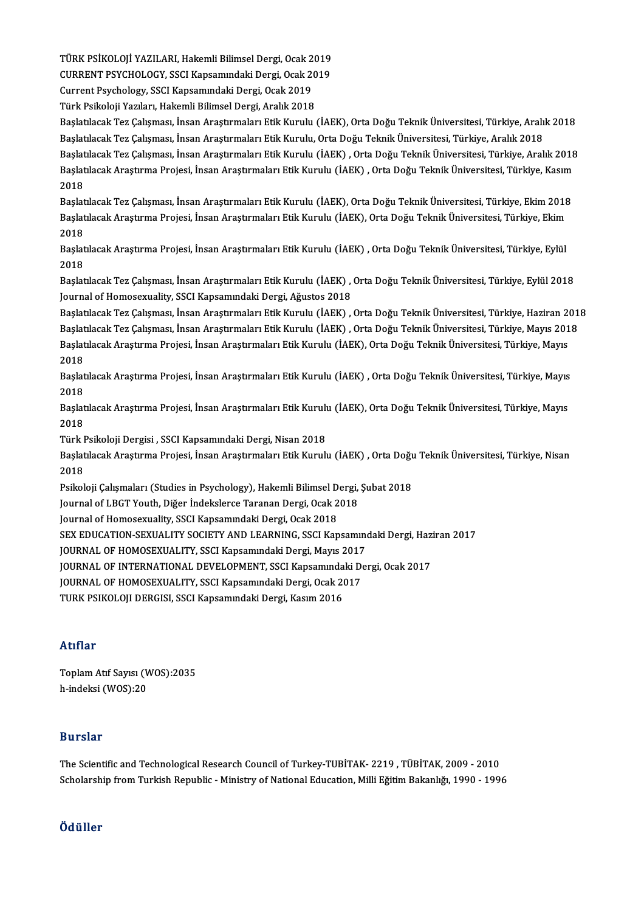TÜRK PSİKOLOJİ YAZILARI, Hakemli Bilimsel Dergi, Ocak 2019
CURRENT PSYCHOLOGY, SSCI Kapsamındaki Dergi, Ocak 2019
Current Psychology, SSCI Kapsamındaki Dergi, Ocak 2019
Türk Psikoloji Yazıları, Hakemli Bilimsel Dergi, Aralık 2018
Başlatılacak Tez Çalışması, İnsan Araştırmaları Etik Kurulu (İAEK), Orta Doğu Teknik Üniversitesi, Türkiye, Aralık 2018
Başlatılacak Tez Çalışması, İnsan Araştırmaları Etik Kurulu, Orta Doğu Teknik Üniversitesi, Türkiye, Aralık 2018
Başlatılacak Tez Çalışması, İnsan Araştırmaları Etik Kurulu (İAEK) , Orta Doğu Teknik Üniversitesi, Türkiye, Aralık 2018
Başlatılacak Araştırma Projesi, İnsan Araştırmaları Etik Kurulu (İAEK) , Orta Doğu Teknik Üniversitesi, Türkiye, Kasım 2018
Başlatılacak Tez Çalışması, İnsan Araştırmaları Etik Kurulu (İAEK), Orta Doğu Teknik Üniversitesi, Türkiye, Ekim 2018
Başlatılacak Araştırma Projesi, İnsan Araştırmaları Etik Kurulu (İAEK), Orta Doğu Teknik Üniversitesi, Türkiye, Ekim 2018
Başlatılacak Araştırma Projesi, İnsan Araştırmaları Etik Kurulu (İAEK) , Orta Doğu Teknik Üniversitesi, Türkiye, Eylül 2018
Başlatılacak Tez Çalışması, İnsan Araştırmaları Etik Kurulu (İAEK) , Orta Doğu Teknik Üniversitesi, Türkiye, Eylül 2018
Journal of Homosexuality, SSCI Kapsamındaki Dergi, Ağustos 2018
Başlatılacak Tez Çalışması, İnsan Araştırmaları Etik Kurulu (İAEK) , Orta Doğu Teknik Üniversitesi, Türkiye, Haziran 2018
Başlatılacak Tez Çalışması, İnsan Araştırmaları Etik Kurulu (İAEK) , Orta Doğu Teknik Üniversitesi, Türkiye, Mayıs 2018
Başlatılacak Araştırma Projesi, İnsan Araştırmaları Etik Kurulu (İAEK), Orta Doğu Teknik Üniversitesi, Türkiye, Mayıs 2018
Başlatılacak Araştırma Projesi, İnsan Araştırmaları Etik Kurulu (İAEK) , Orta Doğu Teknik Üniversitesi, Türkiye, Mayıs 2018
Başlatılacak Araştırma Projesi, İnsan Araştırmaları Etik Kurulu (İAEK), Orta Doğu Teknik Üniversitesi, Türkiye, Mayıs 2018
Türk Psikoloji Dergisi , SSCI Kapsamındaki Dergi, Nisan 2018
Başlatılacak Araştırma Projesi, İnsan Araştırmaları Etik Kurulu (İAEK) , Orta Doğu Teknik Üniversitesi, Türkiye, Nisan 2018
Psikoloji Çalışmaları (Studies in Psychology), Hakemli Bilimsel Dergi, Şubat 2018
Journal of LBGT Youth, Diğer İndekslerce Taranan Dergi, Ocak 2018
Journal of Homosexuality, SSCI Kapsamındaki Dergi, Ocak 2018
SEX EDUCATION-SEXUALITY SOCIETY AND LEARNING, SSCI Kapsamındaki Dergi, Haziran 2017
JOURNAL OF HOMOSEXUALITY, SSCI Kapsamındaki Dergi, Mayıs 2017
JOURNAL OF INTERNATIONAL DEVELOPMENT, SSCI Kapsamındaki Dergi, Ocak 2017
JOURNAL OF HOMOSEXUALITY, SSCI Kapsamındaki Dergi, Ocak 2017
TURK PSIKOLOJI DERGISI, SSCI Kapsamındaki Dergi, Kasım 2016

## Atıflar

Toplam Atıf Sayısı (WOS):2035
h-indeksi (WOS):20

## Burslar

The Scientific and Technological Research Council of Turkey-TUBİTAK- 2219 , TÜBİTAK, 2009 - 2010
Scholarship from Turkish Republic - Ministry of National Education, Milli Eğitim Bakanlığı, 1990 - 1996

## Ödüller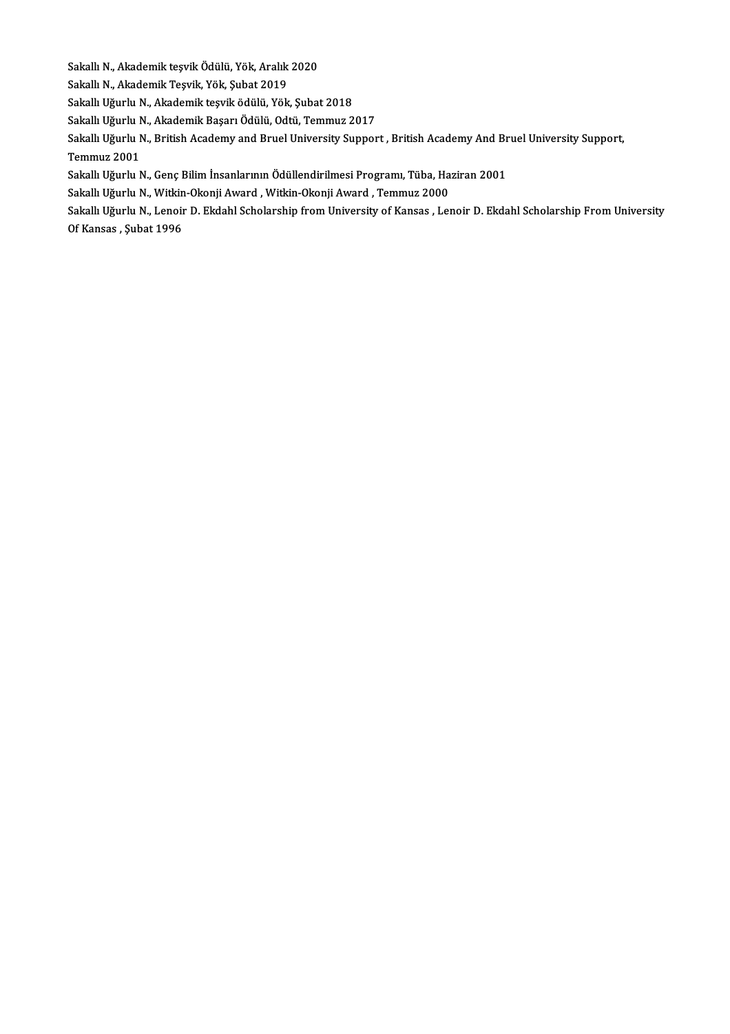Sakallı N., Akademik teşvik Ödülü, Yök, Aralık 2020
Sakallı N., Akademik Teşvik, Yök, Şubat 2019
Sakallı Uğurlu N., Akademik teşvik ödülü, Yök, Şubat 2018
Sakallı Uğurlu N., Akademik Başarı Ödülü, Odtü, Temmuz 2017
Sakallı Uğurlu N., British Academy and Bruel University Support , British Academy And Bruel University Support, Temmuz 2001
Sakallı Uğurlu N., Genç Bilim İnsanlarının Ödüllendirilmesi Programı, Tüba, Haziran 2001
Sakallı Uğurlu N., Witkin-Okonji Award , Witkin-Okonji Award , Temmuz 2000
Sakallı Uğurlu N., Lenoir D. Ekdahl Scholarship from University of Kansas , Lenoir D. Ekdahl Scholarship From University Of Kansas , Şubat 1996